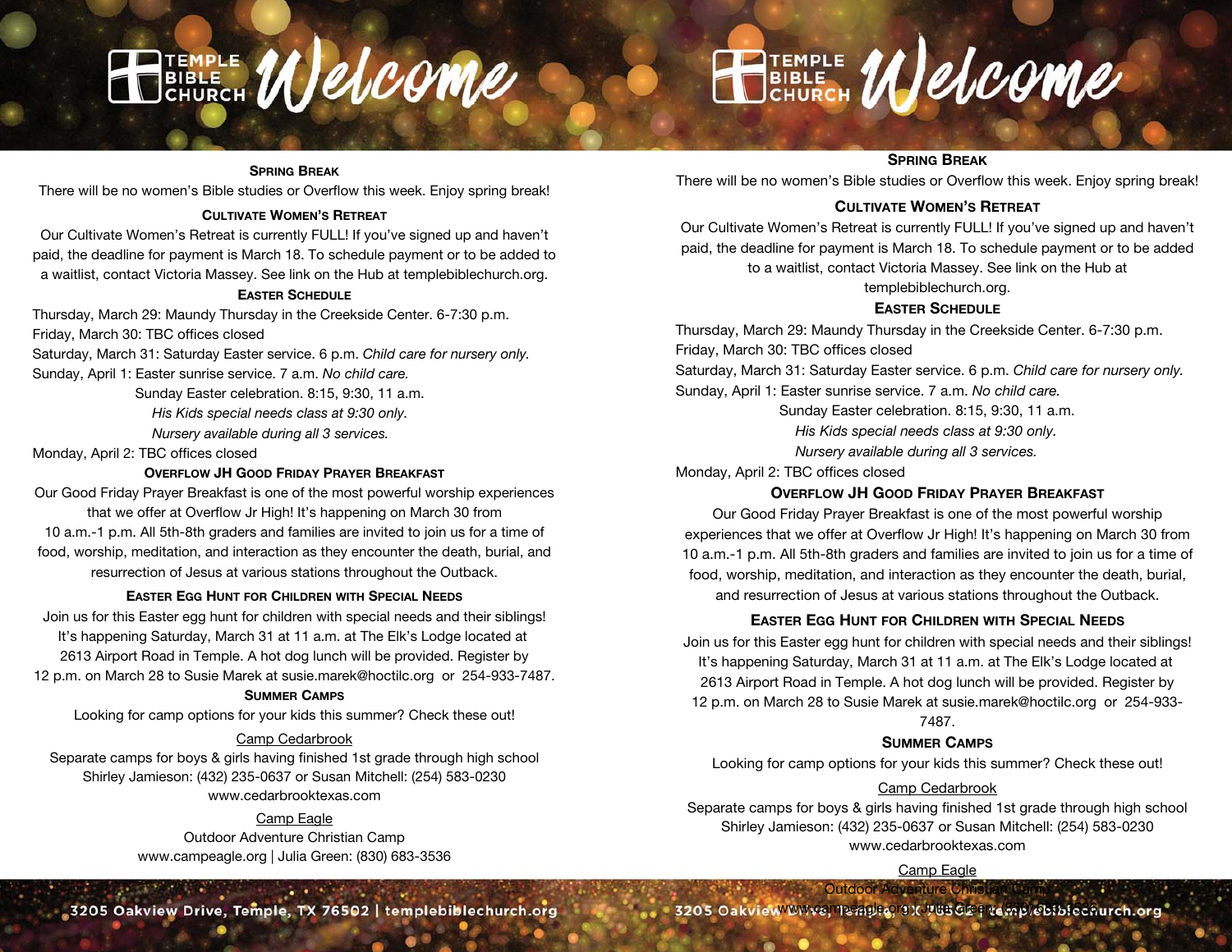# Temple Bible Church Welcome

### Spring Break

There will be no women's Bible studies or Overflow this week. Enjoy spring break!

### Cultivate Women's Retreat

Our Cultivate Women's Retreat is currently FULL! If you've signed up and haven't paid, the deadline for payment is March 18. To schedule payment or to be added to a waitlist, contact Victoria Massey. See link on the Hub at templebiblechurch.org.

### Easter Schedule

Thursday, March 29: Maundy Thursday in the Creekside Center. 6-7:30 p.m.
Friday, March 30: TBC offices closed
Saturday, March 31: Saturday Easter service. 6 p.m. *Child care for nursery only.*
Sunday, April 1: Easter sunrise service. 7 a.m. *No child care.*
Sunday Easter celebration. 8:15, 9:30, 11 a.m.
*His Kids special needs class at 9:30 only.*
*Nursery available during all 3 services.*
Monday, April 2: TBC offices closed

### Overflow JH Good Friday Prayer Breakfast

Our Good Friday Prayer Breakfast is one of the most powerful worship experiences that we offer at Overflow Jr High! It's happening on March 30 from 10 a.m.-1 p.m. All 5th-8th graders and families are invited to join us for a time of food, worship, meditation, and interaction as they encounter the death, burial, and resurrection of Jesus at various stations throughout the Outback.

### Easter Egg Hunt for Children with Special Needs

Join us for this Easter egg hunt for children with special needs and their siblings! It's happening Saturday, March 31 at 11 a.m. at The Elk's Lodge located at 2613 Airport Road in Temple. A hot dog lunch will be provided. Register by 12 p.m. on March 28 to Susie Marek at susie.marek@hoctilc.org or 254-933-7487.

### Summer Camps

Looking for camp options for your kids this summer? Check these out!

Camp Cedarbrook
Separate camps for boys & girls having finished 1st grade through high school
Shirley Jamieson: (432) 235-0637 or Susan Mitchell: (254) 583-0230
www.cedarbrooktexas.com

Camp Eagle
Outdoor Adventure Christian Camp
www.campeagle.org | Julia Green: (830) 683-3536

3205 Oakview Drive, Temple, TX 76502 | templebiblechurch.org

# Temple Bible Church Welcome

### Spring Break

There will be no women's Bible studies or Overflow this week. Enjoy spring break!

### Cultivate Women's Retreat

Our Cultivate Women's Retreat is currently FULL! If you've signed up and haven't paid, the deadline for payment is March 18. To schedule payment or to be added to a waitlist, contact Victoria Massey. See link on the Hub at templebiblechurch.org.

### Easter Schedule

Thursday, March 29: Maundy Thursday in the Creekside Center. 6-7:30 p.m.
Friday, March 30: TBC offices closed
Saturday, March 31: Saturday Easter service. 6 p.m. *Child care for nursery only.*
Sunday, April 1: Easter sunrise service. 7 a.m. *No child care.*
Sunday Easter celebration. 8:15, 9:30, 11 a.m.
*His Kids special needs class at 9:30 only.*
*Nursery available during all 3 services.*
Monday, April 2: TBC offices closed

### Overflow JH Good Friday Prayer Breakfast

Our Good Friday Prayer Breakfast is one of the most powerful worship experiences that we offer at Overflow Jr High! It's happening on March 30 from 10 a.m.-1 p.m. All 5th-8th graders and families are invited to join us for a time of food, worship, meditation, and interaction as they encounter the death, burial, and resurrection of Jesus at various stations throughout the Outback.

### Easter Egg Hunt for Children with Special Needs

Join us for this Easter egg hunt for children with special needs and their siblings! It's happening Saturday, March 31 at 11 a.m. at The Elk's Lodge located at 2613 Airport Road in Temple. A hot dog lunch will be provided. Register by 12 p.m. on March 28 to Susie Marek at susie.marek@hoctilc.org or 254-933-7487.

### Summer Camps

Looking for camp options for your kids this summer? Check these out!

Camp Cedarbrook
Separate camps for boys & girls having finished 1st grade through high school
Shirley Jamieson: (432) 235-0637 or Susan Mitchell: (254) 583-0230
www.cedarbrooktexas.com

Camp Eagle
Outdoor Adventure Christian Camp
www.campeagle.org | Julia Green: (830) 683-3536

3205 Oakview Drive, Temple, TX 76502 | templebiblechurch.org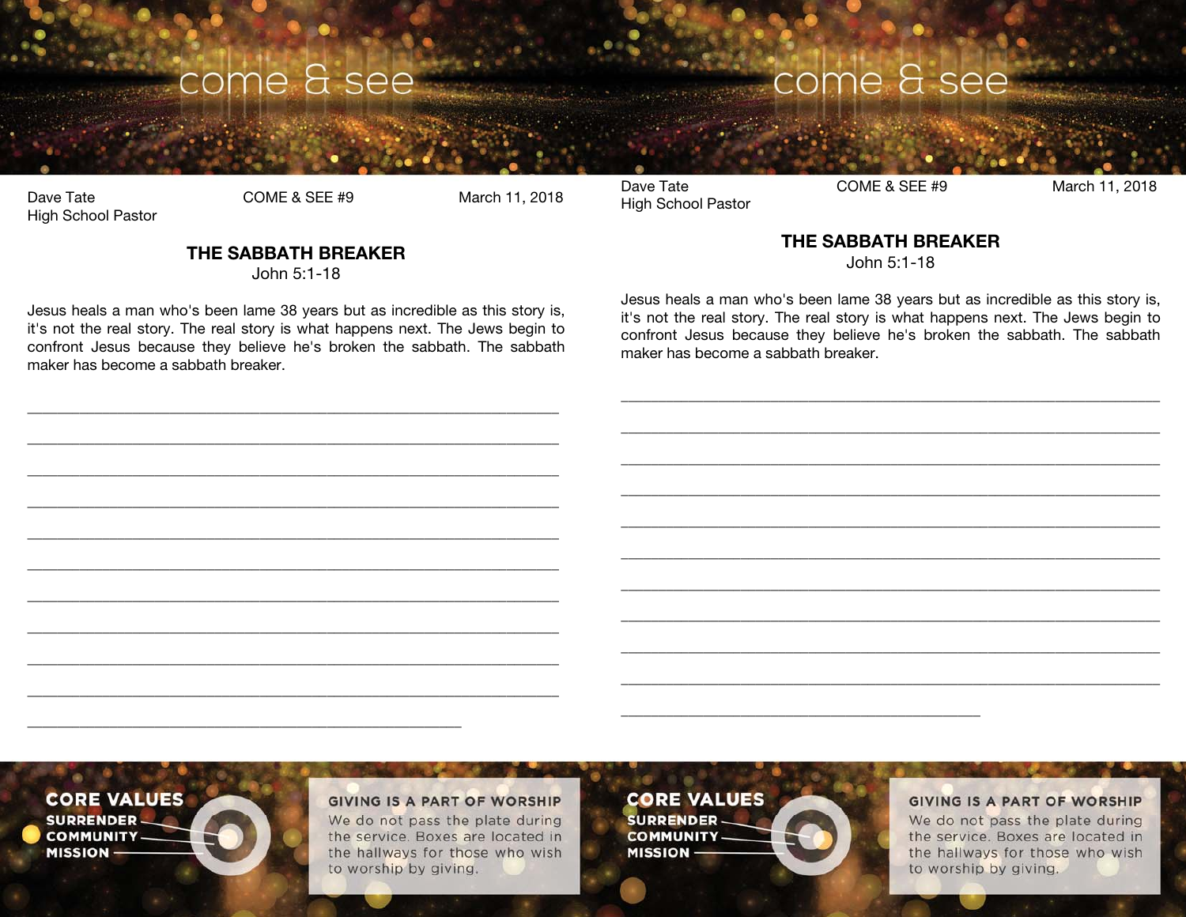come & see

Dave Tate
High School Pastor

COME & SEE #9

March 11, 2018

## THE SABBATH BREAKER

John 5:1-18

Jesus heals a man who's been lame 38 years but as incredible as this story is, it's not the real story. The real story is what happens next. The Jews begin to confront Jesus because they believe he's broken the sabbath. The sabbath maker has become a sabbath breaker.

______________________________________________________________

______________________________________________________________

______________________________________________________________

______________________________________________________________

______________________________________________________________

______________________________________________________________

______________________________________________________________

______________________________________________________________

______________________________________________________________

______________________________________________________________

_____________________________________________

**CORE VALUES**
**SURRENDER**
**COMMUNITY**
**MISSION**

**GIVING IS A PART OF WORSHIP**
We do not pass the plate during the service. Boxes are located in the hallways for those who wish to worship by giving.

come & see

Dave Tate
High School Pastor

COME & SEE #9

March 11, 2018

## THE SABBATH BREAKER

John 5:1-18

Jesus heals a man who's been lame 38 years but as incredible as this story is, it's not the real story. The real story is what happens next. The Jews begin to confront Jesus because they believe he's broken the sabbath. The sabbath maker has become a sabbath breaker.

______________________________________________________________

______________________________________________________________

______________________________________________________________

______________________________________________________________

______________________________________________________________

______________________________________________________________

______________________________________________________________

______________________________________________________________

______________________________________________________________

______________________________________________________________

_________________________________________

**CORE VALUES**
**SURRENDER**
**COMMUNITY**
**MISSION**

**GIVING IS A PART OF WORSHIP**
We do not pass the plate during the service. Boxes are located in the hallways for those who wish to worship by giving.